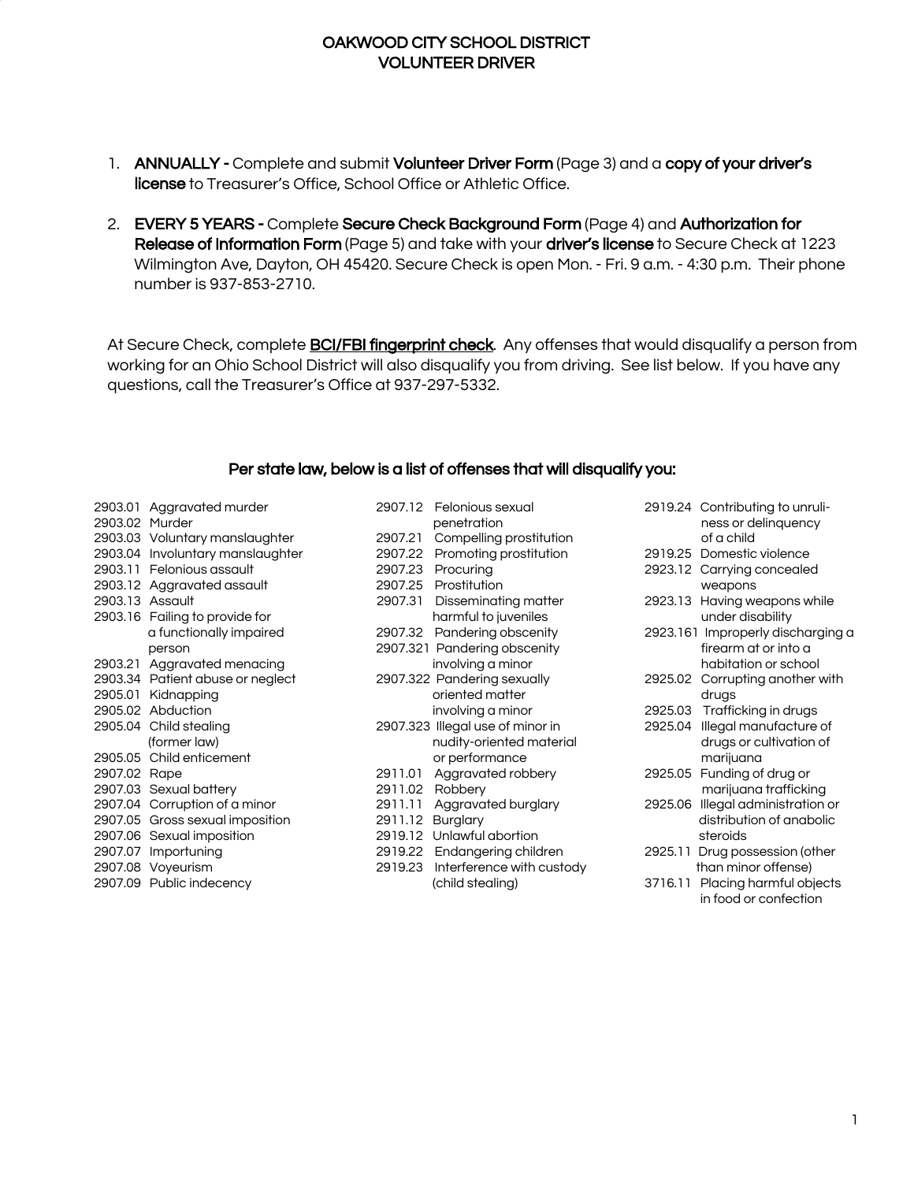# OAKWOOD CITY SCHOOL DISTRICT
# VOLUNTEER DRIVER

1. **ANNUALLY -** Complete and submit **Volunteer Driver Form** (Page 3) and a **copy of your driver's license** to Treasurer's Office, School Office or Athletic Office.

2. **EVERY 5 YEARS -** Complete **Secure Check Background Form** (Page 4) and **Authorization for Release of Information Form** (Page 5) and take with your **driver's license** to Secure Check at 1223 Wilmington Ave, Dayton, OH 45420. Secure Check is open Mon. - Fri. 9 a.m. - 4:30 p.m. Their phone number is 937-853-2710.

At Secure Check, complete **BCI/FBI fingerprint check**. Any offenses that would disqualify a person from working for an Ohio School District will also disqualify you from driving. See list below. If you have any questions, call the Treasurer's Office at 937-297-5332.

## Per state law, below is a list of offenses that will disqualify you:

2903.01 Aggravated murder
2903.02 Murder
2903.03 Voluntary manslaughter
2903.04 Involuntary manslaughter
2903.11 Felonious assault
2903.12 Aggravated assault
2903.13 Assault
2903.16 Failing to provide for a functionally impaired person
2903.21 Aggravated menacing
2903.34 Patient abuse or neglect
2905.01 Kidnapping
2905.02 Abduction
2905.04 Child stealing (former law)
2905.05 Child enticement
2907.02 Rape
2907.03 Sexual battery
2907.04 Corruption of a minor
2907.05 Gross sexual imposition
2907.06 Sexual imposition
2907.07 Importuning
2907.08 Voyeurism
2907.09 Public indecency
2907.12 Felonious sexual penetration
2907.21 Compelling prostitution
2907.22 Promoting prostitution
2907.23 Procuring
2907.25 Prostitution
2907.31 Disseminating matter harmful to juveniles
2907.32 Pandering obscenity
2907.321 Pandering obscenity involving a minor
2907.322 Pandering sexually oriented matter involving a minor
2907.323 Illegal use of minor in nudity-oriented material or performance
2911.01 Aggravated robbery
2911.02 Robbery
2911.11 Aggravated burglary
2911.12 Burglary
2919.12 Unlawful abortion
2919.22 Endangering children
2919.23 Interference with custody (child stealing)
2919.24 Contributing to unruliness or delinquency of a child
2919.25 Domestic violence
2923.12 Carrying concealed weapons
2923.13 Having weapons while under disability
2923.161 Improperly discharging a firearm at or into a habitation or school
2925.02 Corrupting another with drugs
2925.03 Trafficking in drugs
2925.04 Illegal manufacture of drugs or cultivation of marijuana
2925.05 Funding of drug or marijuana trafficking
2925.06 Illegal administration or distribution of anabolic steroids
2925.11 Drug possession (other than minor offense)
3716.11 Placing harmful objects in food or confection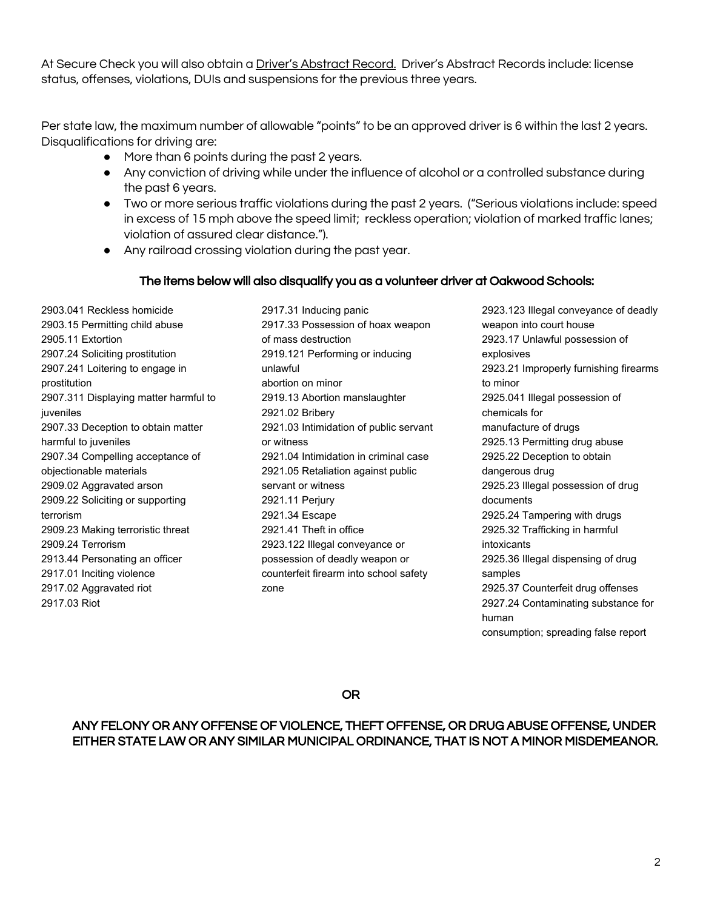At Secure Check you will also obtain a Driver's Abstract Record. Driver's Abstract Records include: license status, offenses, violations, DUIs and suspensions for the previous three years.

Per state law, the maximum number of allowable "points" to be an approved driver is 6 within the last 2 years. Disqualifications for driving are:

- More than 6 points during the past 2 years.
- Any conviction of driving while under the influence of alcohol or a controlled substance during the past 6 years.
- Two or more serious traffic violations during the past 2 years. ("Serious violations include: speed in excess of 15 mph above the speed limit; reckless operation; violation of marked traffic lanes; violation of assured clear distance.").
- Any railroad crossing violation during the past year.

**The items below will also disqualify you as a volunteer driver at Oakwood Schools:**

2903.041 Reckless homicide
2903.15 Permitting child abuse
2905.11 Extortion
2907.24 Soliciting prostitution
2907.241 Loitering to engage in prostitution
2907.311 Displaying matter harmful to juveniles
2907.33 Deception to obtain matter harmful to juveniles
2907.34 Compelling acceptance of objectionable materials
2909.02 Aggravated arson
2909.22 Soliciting or supporting terrorism
2909.23 Making terroristic threat
2909.24 Terrorism
2913.44 Personating an officer
2917.01 Inciting violence
2917.02 Aggravated riot
2917.03 Riot
2917.31 Inducing panic
2917.33 Possession of hoax weapon of mass destruction
2919.121 Performing or inducing unlawful abortion on minor
2919.13 Abortion manslaughter
2921.02 Bribery
2921.03 Intimidation of public servant or witness
2921.04 Intimidation in criminal case
2921.05 Retaliation against public servant or witness
2921.11 Perjury
2921.34 Escape
2921.41 Theft in office
2923.122 Illegal conveyance or possession of deadly weapon or counterfeit firearm into school safety zone
2923.123 Illegal conveyance of deadly weapon into court house
2923.17 Unlawful possession of explosives
2923.21 Improperly furnishing firearms to minor
2925.041 Illegal possession of chemicals for manufacture of drugs
2925.13 Permitting drug abuse
2925.22 Deception to obtain dangerous drug
2925.23 Illegal possession of drug documents
2925.24 Tampering with drugs
2925.32 Trafficking in harmful intoxicants
2925.36 Illegal dispensing of drug samples
2925.37 Counterfeit drug offenses
2927.24 Contaminating substance for human consumption; spreading false report

**OR**

**ANY FELONY OR ANY OFFENSE OF VIOLENCE, THEFT OFFENSE, OR DRUG ABUSE OFFENSE, UNDER EITHER STATE LAW OR ANY SIMILAR MUNICIPAL ORDINANCE, THAT IS NOT A MINOR MISDEMEANOR.**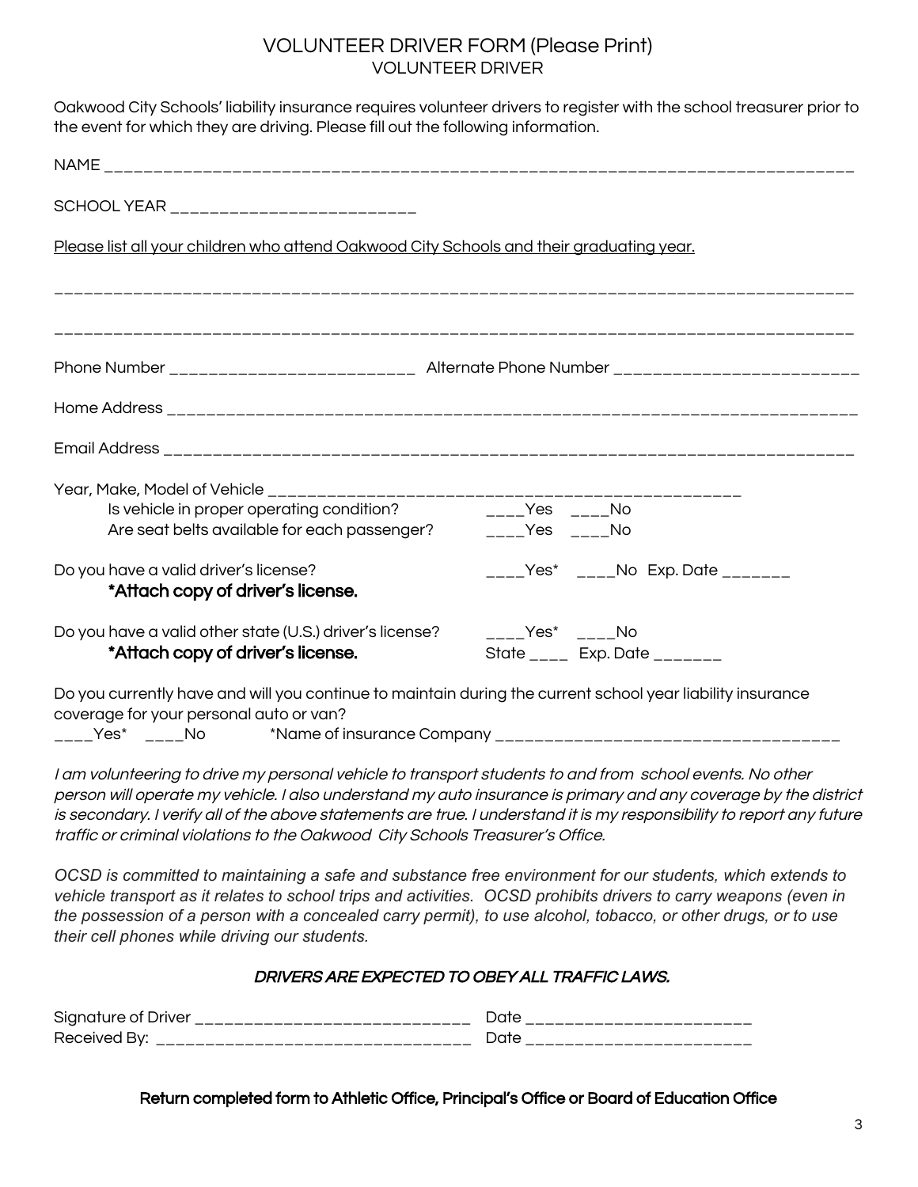# VOLUNTEER DRIVER FORM (Please Print)

## VOLUNTEER DRIVER

Oakwood City Schools' liability insurance requires volunteer drivers to register with the school treasurer prior to the event for which they are driving. Please fill out the following information.

NAME ___________________________________________________________________________

SCHOOL YEAR _________________________

Please list all your children who attend Oakwood City Schools and their graduating year.

_______________________________________________________________________________

_______________________________________________________________________________

Phone Number _________________________ Alternate Phone Number _________________________

Home Address __________________________________________________________________________

Email Address _________________________________________________________________________

Year, Make, Model of Vehicle _____________________________________________________

Is vehicle in proper operating condition? ____Yes ____No

Are seat belts available for each passenger? ____Yes ____No

Do you have a valid driver's license? ____Yes* ____No Exp. Date _______

**\*Attach copy of driver's license.**

Do you have a valid other state (U.S.) driver's license? ____Yes* ____No

**\*Attach copy of driver's license.** State ____ Exp. Date _______

Do you currently have and will you continue to maintain during the current school year liability insurance coverage for your personal auto or van?

____Yes* ____No *Name of insurance Company ___________________________________

*I am volunteering to drive my personal vehicle to transport students to and from school events. No other person will operate my vehicle. I also understand my auto insurance is primary and any coverage by the district is secondary. I verify all of the above statements are true. I understand it is my responsibility to report any future traffic or criminal violations to the Oakwood City Schools Treasurer's Office.*

*OCSD is committed to maintaining a safe and substance free environment for our students, which extends to vehicle transport as it relates to school trips and activities. OCSD prohibits drivers to carry weapons (even in the possession of a person with a concealed carry permit), to use alcohol, tobacco, or other drugs, or to use their cell phones while driving our students.*

***DRIVERS ARE EXPECTED TO OBEY ALL TRAFFIC LAWS.***

Signature of Driver _____________________________ Date _______________________

Received By: _________________________________ Date _______________________

**Return completed form to Athletic Office, Principal's Office or Board of Education Office**